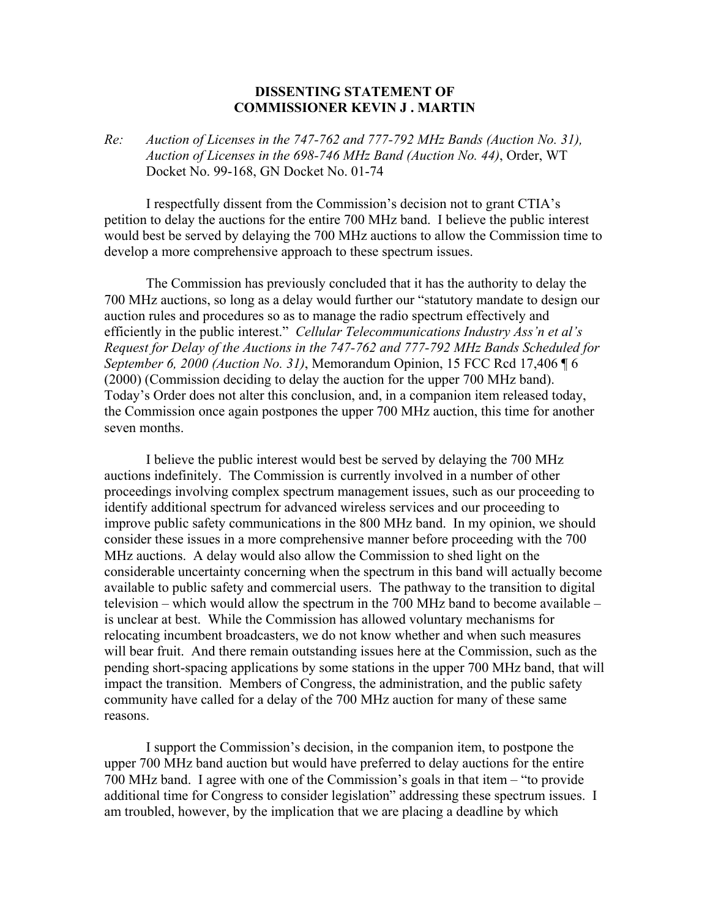**DISSENTING STATEMENT OF**
**COMMISSIONER KEVIN J . MARTIN**

*Re: Auction of Licenses in the 747-762 and 777-792 MHz Bands (Auction No. 31), Auction of Licenses in the 698-746 MHz Band (Auction No. 44)*, Order, WT Docket No. 99-168, GN Docket No. 01-74

I respectfully dissent from the Commission's decision not to grant CTIA's petition to delay the auctions for the entire 700 MHz band. I believe the public interest would best be served by delaying the 700 MHz auctions to allow the Commission time to develop a more comprehensive approach to these spectrum issues.

The Commission has previously concluded that it has the authority to delay the 700 MHz auctions, so long as a delay would further our "statutory mandate to design our auction rules and procedures so as to manage the radio spectrum effectively and efficiently in the public interest." *Cellular Telecommunications Industry Ass'n et al's Request for Delay of the Auctions in the 747-762 and 777-792 MHz Bands Scheduled for September 6, 2000 (Auction No. 31)*, Memorandum Opinion, 15 FCC Rcd 17,406 ¶ 6 (2000) (Commission deciding to delay the auction for the upper 700 MHz band). Today's Order does not alter this conclusion, and, in a companion item released today, the Commission once again postpones the upper 700 MHz auction, this time for another seven months.

I believe the public interest would best be served by delaying the 700 MHz auctions indefinitely. The Commission is currently involved in a number of other proceedings involving complex spectrum management issues, such as our proceeding to identify additional spectrum for advanced wireless services and our proceeding to improve public safety communications in the 800 MHz band. In my opinion, we should consider these issues in a more comprehensive manner before proceeding with the 700 MHz auctions. A delay would also allow the Commission to shed light on the considerable uncertainty concerning when the spectrum in this band will actually become available to public safety and commercial users. The pathway to the transition to digital television – which would allow the spectrum in the 700 MHz band to become available – is unclear at best. While the Commission has allowed voluntary mechanisms for relocating incumbent broadcasters, we do not know whether and when such measures will bear fruit. And there remain outstanding issues here at the Commission, such as the pending short-spacing applications by some stations in the upper 700 MHz band, that will impact the transition. Members of Congress, the administration, and the public safety community have called for a delay of the 700 MHz auction for many of these same reasons.

I support the Commission's decision, in the companion item, to postpone the upper 700 MHz band auction but would have preferred to delay auctions for the entire 700 MHz band. I agree with one of the Commission's goals in that item – "to provide additional time for Congress to consider legislation" addressing these spectrum issues. I am troubled, however, by the implication that we are placing a deadline by which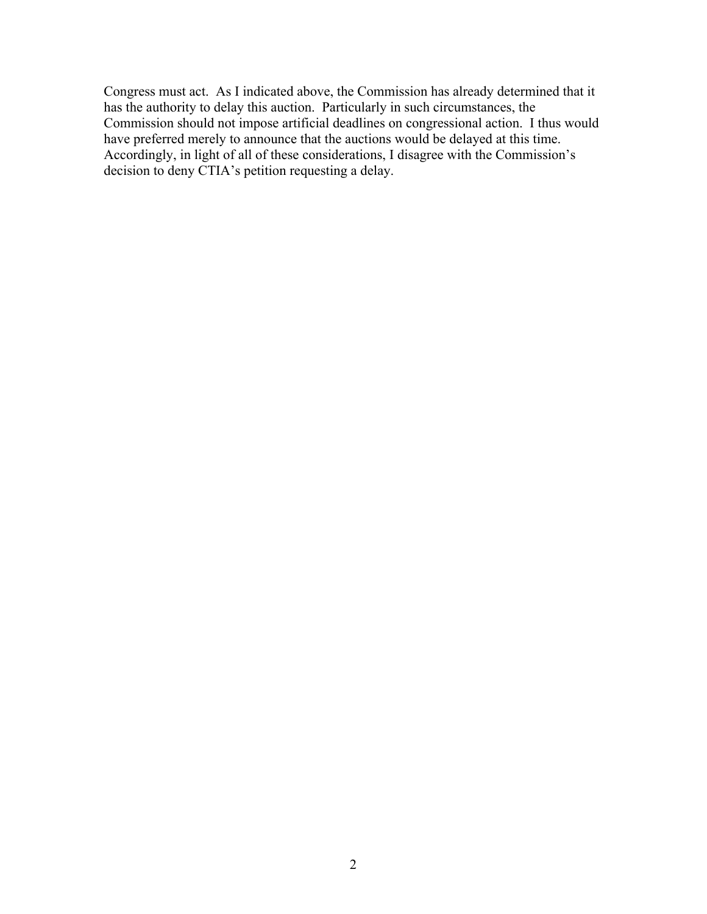Congress must act. As I indicated above, the Commission has already determined that it has the authority to delay this auction. Particularly in such circumstances, the Commission should not impose artificial deadlines on congressional action. I thus would have preferred merely to announce that the auctions would be delayed at this time. Accordingly, in light of all of these considerations, I disagree with the Commission's decision to deny CTIA's petition requesting a delay.